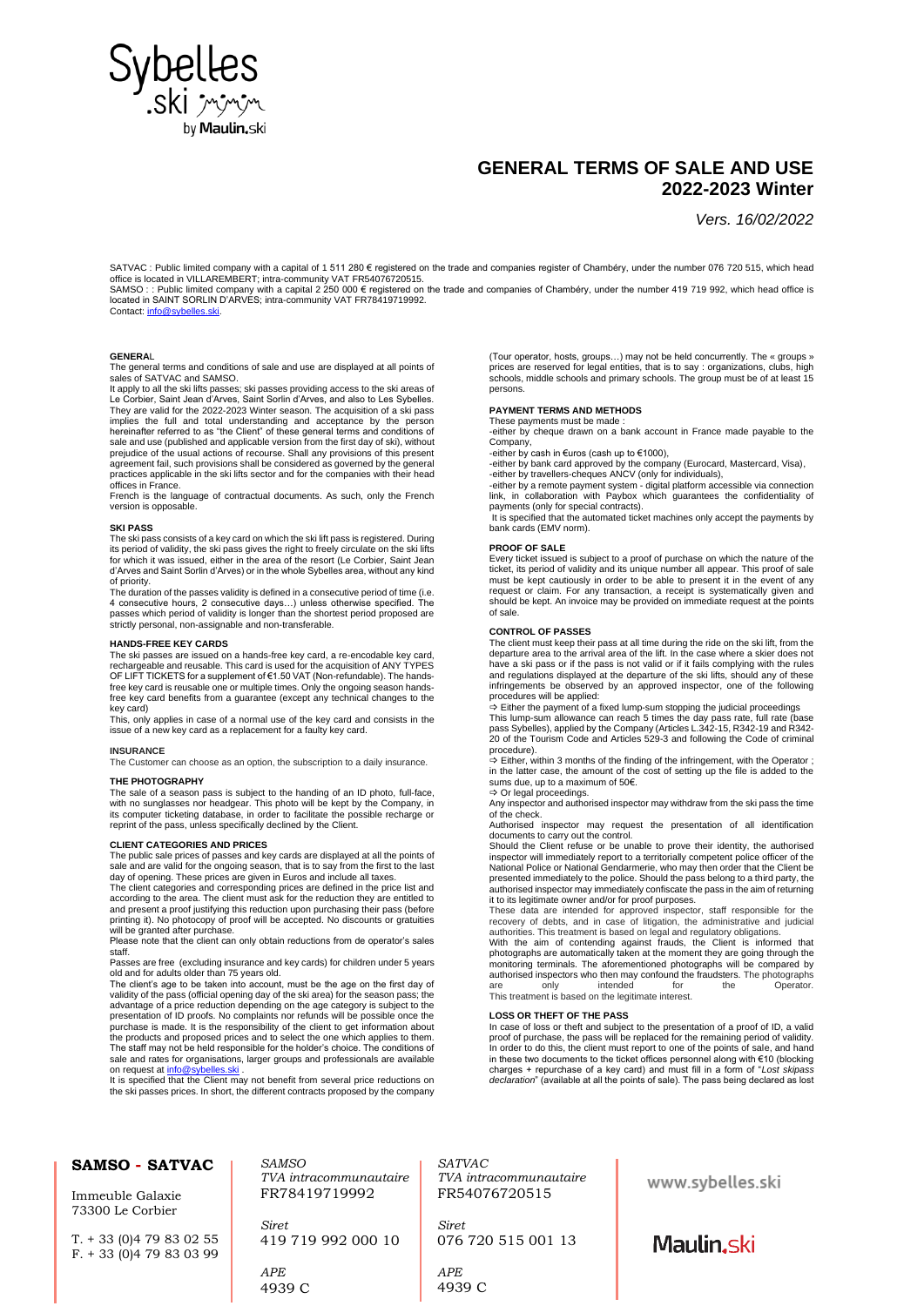# GENERAL TERMS OF SALE AND USE 2022-2023 Winter

*Vers. 16/02/2022*

SATVAC : Public limited company with a capital of 1 511 280 € registered on the trade and companies register of Chambéry, under the number 076 720 515, which head office is located in VILLAREMBERT; intra-community VAT FR54076720515.
SAMSO : : Public limited company with a capital 2 250 000 € registered on the trade and companies of Chambéry, under the number 419 719 992, which head office is located in SAINT SORLIN D'ARVES; intra-community VAT FR78419719992.
Contact: info@sybelles.ski.

### GENERAL

The general terms and conditions of sale and use are displayed at all points of sales of SATVAC and SAMSO.

It apply to all the ski lifts passes; ski passes providing access to the ski areas of Le Corbier, Saint Jean d'Arves, Saint Sorlin d'Arves, and also to Les Sybelles. They are valid for the 2022-2023 Winter season. The acquisition of a ski pass implies the full and total understanding and acceptance by the person hereinafter referred to as "the Client" of these general terms and conditions of sale and use (published and applicable version from the first day of ski), without prejudice of the usual actions of recourse. Shall any provisions of this present agreement fail, such provisions shall be considered as governed by the general practices applicable in the ski lifts sector and for the companies with their head offices in France.

French is the language of contractual documents. As such, only the French version is opposable.

### SKI PASS

The ski pass consists of a key card on which the ski lift pass is registered. During its period of validity, the ski pass gives the right to freely circulate on the ski lifts for which it was issued, either in the area of the resort (Le Corbier, Saint Jean d'Arves and Saint Sorlin d'Arves) or in the whole Sybelles area, without any kind of priority.

The duration of the passes validity is defined in a consecutive period of time (i.e. 4 consecutive hours, 2 consecutive days…) unless otherwise specified. The passes which period of validity is longer than the shortest period proposed are strictly personal, non-assignable and non-transferable.

### HANDS-FREE KEY CARDS

The ski passes are issued on a hands-free key card, a re-encodable key card, rechargeable and reusable. This card is used for the acquisition of ANY TYPES OF LIFT TICKETS for a supplement of €1.50 VAT (Non-refundable). The hands-free key card is reusable one or multiple times. Only the ongoing season hands-free key card benefits from a guarantee (except any technical changes to the key card)

This, only applies in case of a normal use of the key card and consists in the issue of a new key card as a replacement for a faulty key card.

### INSURANCE

The Customer can choose as an option, the subscription to a daily insurance.

### THE PHOTOGRAPHY

The sale of a season pass is subject to the handing of an ID photo, full-face, with no sunglasses nor headgear. This photo will be kept by the Company, in its computer ticketing database, in order to facilitate the possible recharge or reprint of the pass, unless specifically declined by the Client.

### CLIENT CATEGORIES AND PRICES

The public sale prices of passes and key cards are displayed at all the points of sale and are valid for the ongoing season, that is to say from the first to the last day of opening. These prices are given in Euros and include all taxes.

The client categories and corresponding prices are defined in the price list and according to the area. The client must ask for the reduction they are entitled to and present a proof justifying this reduction upon purchasing their pass (before printing it). No photocopy of proof will be accepted. No discounts or gratuities will be granted after purchase.

Please note that the client can only obtain reductions from de operator's sales staff.

Passes are free (excluding insurance and key cards) for children under 5 years old and for adults older than 75 years old.

The client's age to be taken into account, must be the age on the first day of validity of the pass (official opening day of the ski area) for the season pass; the advantage of a price reduction depending on the age category is subject to the presentation of ID proofs. No complaints nor refunds will be possible once the purchase is made. It is the responsibility of the client to get information about the products and proposed prices and to select the one which applies to them. The staff may not be held responsible for the holder's choice. The conditions of sale and rates for organisations, larger groups and professionals are available on request at info@sybelles.ski .

It is specified that the Client may not benefit from several price reductions on the ski passes prices. In short, the different contracts proposed by the company (Tour operator, hosts, groups…) may not be held concurrently. The « groups » prices are reserved for legal entities, that is to say : organizations, clubs, high schools, middle schools and primary schools. The group must be of at least 15 persons.

### PAYMENT TERMS AND METHODS

These payments must be made :

-either by cheque drawn on a bank account in France made payable to the Company,

-either by cash in €uros (cash up to €1000),

-either by bank card approved by the company (Eurocard, Mastercard, Visa),

-either by travellers-cheques ANCV (only for individuals),

-either by a remote payment system - digital platform accessible via connection link, in collaboration with Paybox which guarantees the confidentiality of payments (only for special contracts).

It is specified that the automated ticket machines only accept the payments by bank cards (EMV norm).

### PROOF OF SALE

Every ticket issued is subject to a proof of purchase on which the nature of the ticket, its period of validity and its unique number all appear. This proof of sale must be kept cautiously in order to be able to present it in the event of any request or claim. For any transaction, a receipt is systematically given and should be kept. An invoice may be provided on immediate request at the points of sale.

### CONTROL OF PASSES

The client must keep their pass at all time during the ride on the ski lift, from the departure area to the arrival area of the lift. In the case where a skier does not have a ski pass or if the pass is not valid or if it fails complying with the rules and regulations displayed at the departure of the ski lifts, should any of these infringements be observed by an approved inspector, one of the following procedures will be applied:

⇨ Either the payment of a fixed lump-sum stopping the judicial proceedings

This lump-sum allowance can reach 5 times the day pass rate, full rate (base pass Sybelles), applied by the Company (Articles L.342-15, R342-19 and R342-20 of the Tourism Code and Articles 529-3 and following the Code of criminal procedure).

⇨ Either, within 3 months of the finding of the infringement, with the Operator ; in the latter case, the amount of the cost of setting up the file is added to the sums due, up to a maximum of 50€.

⇨ Or legal proceedings.

Any inspector and authorised inspector may withdraw from the ski pass the time of the check.

Authorised inspector may request the presentation of all identification documents to carry out the control.

Should the Client refuse or be unable to prove their identity, the authorised inspector will immediately report to a territorially competent police officer of the National Police or National Gendarmerie, who may then order that the Client be presented immediately to the police. Should the pass belong to a third party, the authorised inspector may immediately confiscate the pass in the aim of returning it to its legitimate owner and/or for proof purposes.

These data are intended for approved inspector, staff responsible for the recovery of debts, and in case of litigation, the administrative and judicial authorities. This treatment is based on legal and regulatory obligations.

With the aim of contending against frauds, the Client is informed that photographs are automatically taken at the moment they are going through the monitoring terminals. The aforementioned photographs will be compared by authorised inspectors who then may confound the fraudsters. The photographs are only intended for the Operator.

This treatment is based on the legitimate interest.

### LOSS OR THEFT OF THE PASS

In case of loss or theft and subject to the presentation of a proof of ID, a valid proof of purchase, the pass will be replaced for the remaining period of validity. In order to do this, the client must report to one of the points of sale, and hand in these two documents to the ticket offices personnel along with €10 (blocking charges + repurchase of a key card) and must fill in a form of "*Lost skipass declaration*" (available at all the points of sale). The pass being declared as lost

**SAMSO - SATVAC**

Immeuble Galaxie
73300 Le Corbier

T. + 33 (0)4 79 83 02 55
F. + 33 (0)4 79 83 03 99

*SAMSO*
*TVA intracommunautaire*
FR78419719992

*Siret*
419 719 992 000 10

*APE*
4939 C

*SATVAC*
*TVA intracommunautaire*
FR54076720515

*Siret*
076 720 515 001 13

*APE*
4939 C

www.sybelles.ski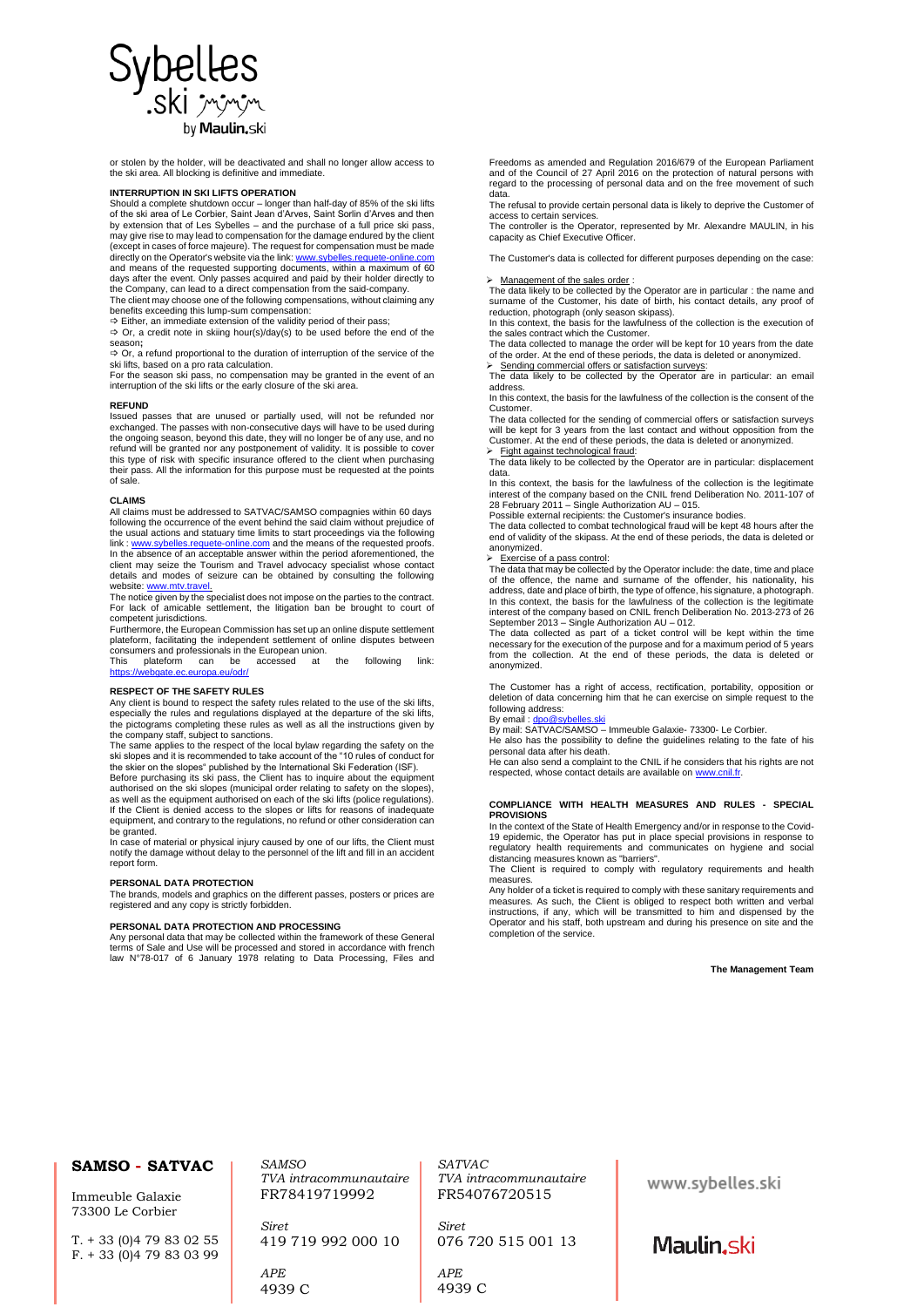or stolen by the holder, will be deactivated and shall no longer allow access to the ski area. All blocking is definitive and immediate.

**INTERRUPTION IN SKI LIFTS OPERATION**

Should a complete shutdown occur – longer than half-day of 85% of the ski lifts of the ski area of Le Corbier, Saint Jean d'Arves, Saint Sorlin d'Arves and then by extension that of Les Sybelles – and the purchase of a full price ski pass, may give rise to may lead to compensation for the damage endured by the client (except in cases of force majeure). The request for compensation must be made directly on the Operator's website via the link: www.sybelles.requete-online.com and means of the requested supporting documents, within a maximum of 60 days after the event. Only passes acquired and paid by their holder directly to the Company, can lead to a direct compensation from the said-company.

The client may choose one of the following compensations, without claiming any benefits exceeding this lump-sum compensation:

⇨ Either, an immediate extension of the validity period of their pass;

⇨ Or, a credit note in skiing hour(s)/day(s) to be used before the end of the season;

⇨ Or, a refund proportional to the duration of interruption of the service of the ski lifts, based on a pro rata calculation.

For the season ski pass, no compensation may be granted in the event of an interruption of the ski lifts or the early closure of the ski area.

**REFUND**

Issued passes that are unused or partially used, will not be refunded nor exchanged. The passes with non-consecutive days will have to be used during the ongoing season, beyond this date, they will no longer be of any use, and no refund will be granted nor any postponement of validity. It is possible to cover this type of risk with specific insurance offered to the client when purchasing their pass. All the information for this purpose must be requested at the points of sale.

**CLAIMS**

All claims must be addressed to SATVAC/SAMSO compagnies within 60 days following the occurrence of the event behind the said claim without prejudice of the usual actions and statuary time limits to start proceedings via the following link : www.sybelles.requete-online.com and the means of the requested proofs.

In the absence of an acceptable answer within the period aforementioned, the client may seize the Tourism and Travel advocacy specialist whose contact details and modes of seizure can be obtained by consulting the following website: www.mtv.travel.

The notice given by the specialist does not impose on the parties to the contract. For lack of amicable settlement, the litigation ban be brought to court of competent jurisdictions.

Furthermore, the European Commission has set up an online dispute settlement plateform, facilitating the independent settlement of online disputes between consumers and professionals in the European union.

This plateform can be accessed at the following link: https://webgate.ec.europa.eu/odr/

**RESPECT OF THE SAFETY RULES**

Any client is bound to respect the safety rules related to the use of the ski lifts, especially the rules and regulations displayed at the departure of the ski lifts, the pictograms completing these rules as well as all the instructions given by the company staff, subject to sanctions.

The same applies to the respect of the local bylaw regarding the safety on the ski slopes and it is recommended to take account of the "10 rules of conduct for the skier on the slopes" published by the International Ski Federation (ISF).

Before purchasing its ski pass, the Client has to inquire about the equipment authorised on the ski slopes (municipal order relating to safety on the slopes), as well as the equipment authorised on each of the ski lifts (police regulations). If the Client is denied access to the slopes or lifts for reasons of inadequate equipment, and contrary to the regulations, no refund or other consideration can be granted.

In case of material or physical injury caused by one of our lifts, the Client must notify the damage without delay to the personnel of the lift and fill in an accident report form.

**PERSONAL DATA PROTECTION**

The brands, models and graphics on the different passes, posters or prices are registered and any copy is strictly forbidden.

**PERSONAL DATA PROTECTION AND PROCESSING**

Any personal data that may be collected within the framework of these General terms of Sale and Use will be processed and stored in accordance with french law N°78-017 of 6 January 1978 relating to Data Processing, Files and Freedoms as amended and Regulation 2016/679 of the European Parliament and of the Council of 27 April 2016 on the protection of natural persons with regard to the processing of personal data and on the free movement of such data.

The refusal to provide certain personal data is likely to deprive the Customer of access to certain services.

The controller is the Operator, represented by Mr. Alexandre MAULIN, in his capacity as Chief Executive Officer.

The Customer's data is collected for different purposes depending on the case:

➢ Management of the sales order :

The data likely to be collected by the Operator are in particular : the name and surname of the Customer, his date of birth, his contact details, any proof of reduction, photograph (only season skipass).

In this context, the basis for the lawfulness of the collection is the execution of the sales contract which the Customer.

The data collected to manage the order will be kept for 10 years from the date of the order. At the end of these periods, the data is deleted or anonymized.

➢ Sending commercial offers or satisfaction surveys:

The data likely to be collected by the Operator are in particular: an email address.

In this context, the basis for the lawfulness of the collection is the consent of the Customer.

The data collected for the sending of commercial offers or satisfaction surveys will be kept for 3 years from the last contact and without opposition from the Customer. At the end of these periods, the data is deleted or anonymized.

➢ Fight against technological fraud:

The data likely to be collected by the Operator are in particular: displacement data.

In this context, the basis for the lawfulness of the collection is the legitimate interest of the company based on the CNIL frend Deliberation No. 2011-107 of 28 February 2011 – Single Authorization AU – 015.

Possible external recipients: the Customer's insurance bodies.

The data collected to combat technological fraud will be kept 48 hours after the end of validity of the skipass. At the end of these periods, the data is deleted or anonymized.

➢ Exercise of a pass control:

The data that may be collected by the Operator include: the date, time and place of the offence, the name and surname of the offender, his nationality, his address, date and place of birth, the type of offence, his signature, a photograph. In this context, the basis for the lawfulness of the collection is the legitimate interest of the company based on CNIL french Deliberation No. 2013-273 of 26 September 2013 – Single Authorization AU – 012.

The data collected as part of a ticket control will be kept within the time necessary for the execution of the purpose and for a maximum period of 5 years from the collection. At the end of these periods, the data is deleted or anonymized.

The Customer has a right of access, rectification, portability, opposition or deletion of data concerning him that he can exercise on simple request to the following address:

By email : dpo@sybelles.ski

By mail: SATVAC/SAMSO – Immeuble Galaxie- 73300- Le Corbier.

He also has the possibility to define the guidelines relating to the fate of his personal data after his death.

He can also send a complaint to the CNIL if he considers that his rights are not respected, whose contact details are available on www.cnil.fr.

**COMPLIANCE WITH HEALTH MEASURES AND RULES - SPECIAL PROVISIONS**

In the context of the State of Health Emergency and/or in response to the Covid-19 epidemic, the Operator has put in place special provisions in response to regulatory health requirements and communicates on hygiene and social distancing measures known as "barriers".

The Client is required to comply with regulatory requirements and health measures.

Any holder of a ticket is required to comply with these sanitary requirements and measures. As such, the Client is obliged to respect both written and verbal instructions, if any, which will be transmitted to him and dispensed by the Operator and his staff, both upstream and during his presence on site and the completion of the service.

**The Management Team**

**SAMSO - SATVAC**

Immeuble Galaxie
73300 Le Corbier

T. + 33 (0)4 79 83 02 55
F. + 33 (0)4 79 83 03 99

*SAMSO*
*TVA intracommunautaire*
FR78419719992

*Siret*
419 719 992 000 10

*APE*
4939 C

*SATVAC*
*TVA intracommunautaire*
FR54076720515

*Siret*
076 720 515 001 13

*APE*
4939 C

www.sybelles.ski

Maulin.ski